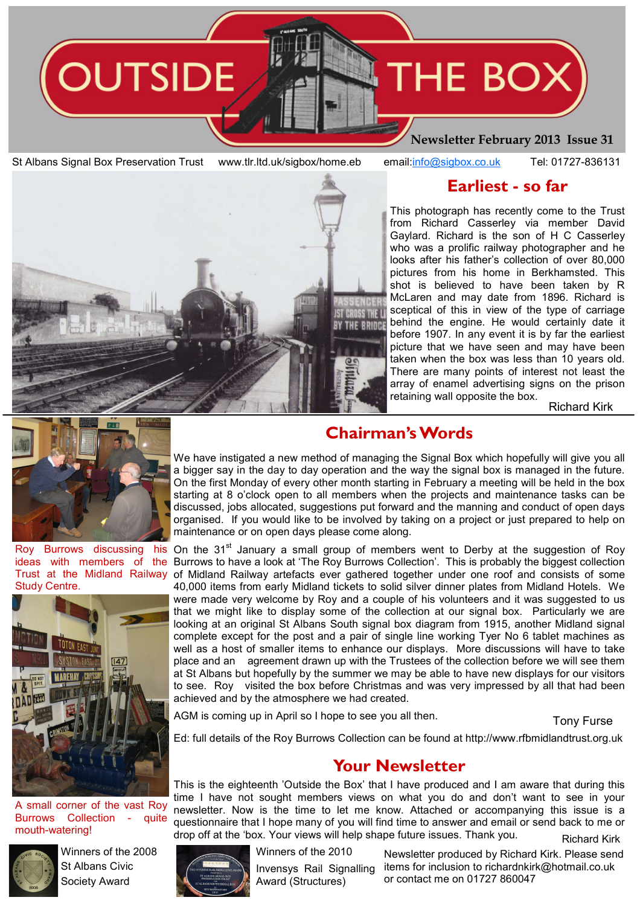# OUTSIDE THE BOX

Newsletter February 2013 Issue 31

St Albans Signal Box Preservation Trust www.tlr.ltd.uk/sigbox/home.eb email:info@sigbox.co.uk Tel: 01727-836131

## Earliest - so far

This photograph has recently come to the Trust from Richard Casserley via member David Gaylard. Richard is the son of H C Casserley who was a prolific railway photographer and he looks after his father's collection of over 80,000 pictures from his home in Berkhamsted. This shot is believed to have been taken by R McLaren and may date from 1896. Richard is sceptical of this in view of the type of carriage behind the engine. He would certainly date it before 1907. In any event it is by far the earliest picture that we have seen and may have been taken when the box was less than 10 years old. There are many points of interest not least the array of enamel advertising signs on the prison retaining wall opposite the box.

Richard Kirk

## Chairman's Words

We have instigated a new method of managing the Signal Box which hopefully will give you all a bigger say in the day to day operation and the way the signal box is managed in the future. On the first Monday of every other month starting in February a meeting will be held in the box starting at 8 o'clock open to all members when the projects and maintenance tasks can be discussed, jobs allocated, suggestions put forward and the manning and conduct of open days organised. If you would like to be involved by taking on a project or just prepared to help on maintenance or on open days please come along.

Roy Burrows discussing his ideas with members of the Trust at the Midland Railway Study Centre.

On the 31st January a small group of members went to Derby at the suggestion of Roy Burrows to have a look at 'The Roy Burrows Collection'. This is probably the biggest collection of Midland Railway artefacts ever gathered together under one roof and consists of some 40,000 items from early Midland tickets to solid silver dinner plates from Midland Hotels. We were made very welcome by Roy and a couple of his volunteers and it was suggested to us that we might like to display some of the collection at our signal box. Particularly we are looking at an original St Albans South signal box diagram from 1915, another Midland signal complete except for the post and a pair of single line working Tyer No 6 tablet machines as well as a host of smaller items to enhance our displays. More discussions will have to take place and an agreement drawn up with the Trustees of the collection before we will see them at St Albans but hopefully by the summer we may be able to have new displays for our visitors to see. Roy visited the box before Christmas and was very impressed by all that had been achieved and by the atmosphere we had created.

AGM is coming up in April so I hope to see you all then.

Tony Furse

Ed: full details of the Roy Burrows Collection can be found at http://www.rfbmidlandtrust.org.uk

A small corner of the vast Roy Burrows Collection - quite mouth-watering!

## Your Newsletter

This is the eighteenth 'Outside the Box' that I have produced and I am aware that during this time I have not sought members views on what you do and don't want to see in your newsletter. Now is the time to let me know. Attached or accompanying this issue is a questionnaire that I hope many of you will find time to answer and email or send back to me or drop off at the 'box. Your views will help shape future issues. Thank you.

Richard Kirk

Winners of the 2008 St Albans Civic Society Award

Winners of the 2010 Invensys Rail Signalling Award (Structures)

Newsletter produced by Richard Kirk. Please send items for inclusion to richardnkirk@hotmail.co.uk or contact me on 01727 860047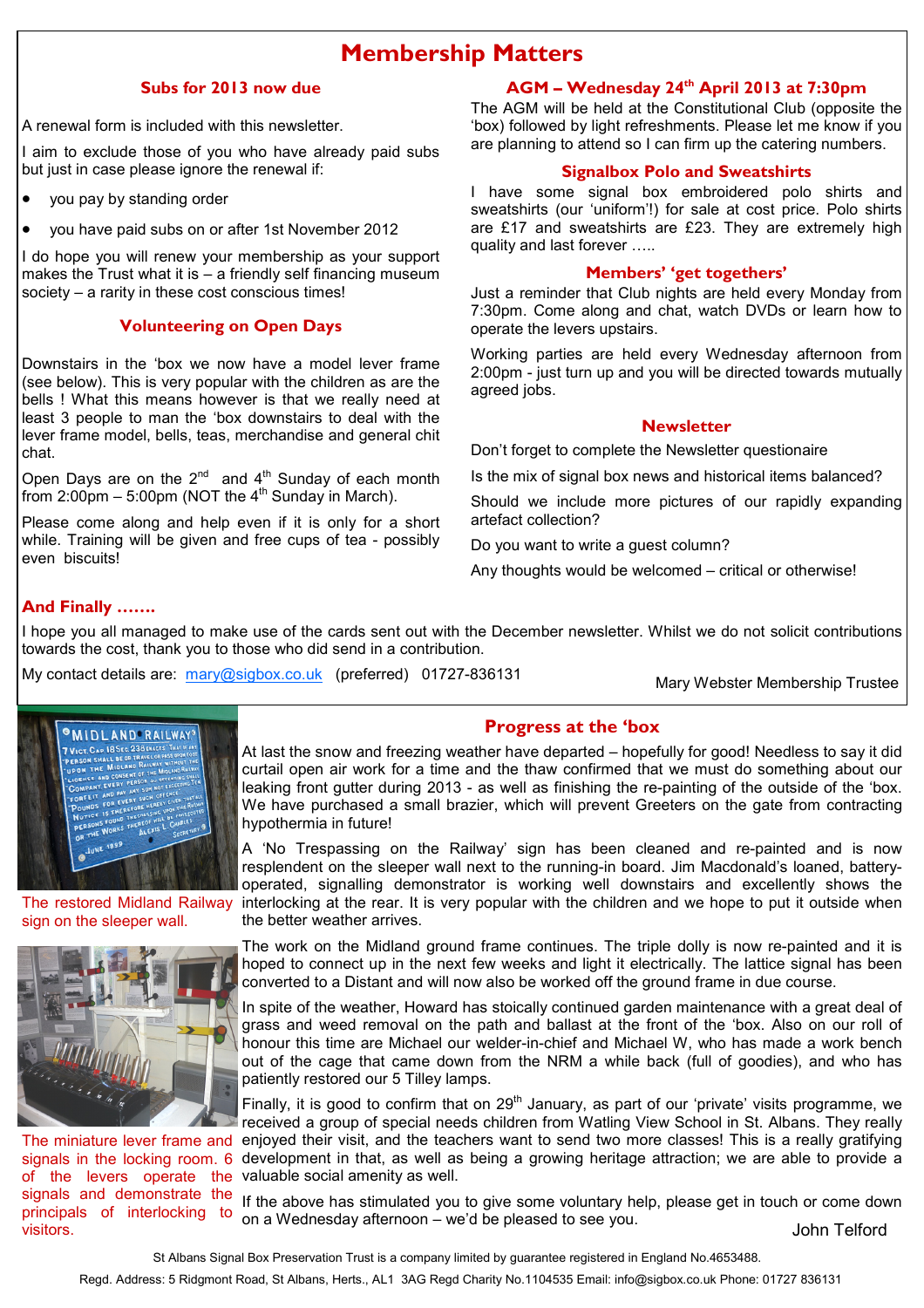# Membership Matters

## Subs for 2013 now due

A renewal form is included with this newsletter.

I aim to exclude those of you who have already paid subs but just in case please ignore the renewal if:

- you pay by standing order
- you have paid subs on or after 1st November 2012

I do hope you will renew your membership as your support makes the Trust what it is – a friendly self financing museum society – a rarity in these cost conscious times!

## Volunteering on Open Days

Downstairs in the 'box we now have a model lever frame (see below). This is very popular with the children as are the bells ! What this means however is that we really need at least 3 people to man the 'box downstairs to deal with the lever frame model, bells, teas, merchandise and general chit chat.

Open Days are on the 2nd and 4th Sunday of each month from 2:00pm – 5:00pm (NOT the 4th Sunday in March).

Please come along and help even if it is only for a short while. Training will be given and free cups of tea - possibly even biscuits!

## AGM – Wednesday 24th April 2013 at 7:30pm

The AGM will be held at the Constitutional Club (opposite the 'box) followed by light refreshments. Please let me know if you are planning to attend so I can firm up the catering numbers.

## Signalbox Polo and Sweatshirts

I have some signal box embroidered polo shirts and sweatshirts (our 'uniform'!) for sale at cost price. Polo shirts are £17 and sweatshirts are £23. They are extremely high quality and last forever …..

## Members' 'get togethers'

Just a reminder that Club nights are held every Monday from 7:30pm. Come along and chat, watch DVDs or learn how to operate the levers upstairs.

Working parties are held every Wednesday afternoon from 2:00pm - just turn up and you will be directed towards mutually agreed jobs.

## Newsletter

Don't forget to complete the Newsletter questionaire

Is the mix of signal box news and historical items balanced?

Should we include more pictures of our rapidly expanding artefact collection?

Do you want to write a guest column?

Any thoughts would be welcomed – critical or otherwise!

## And Finally …….

I hope you all managed to make use of the cards sent out with the December newsletter. Whilst we do not solicit contributions towards the cost, thank you to those who did send in a contribution.

My contact details are: mary@sigbox.co.uk (preferred) 01727-836131

Mary Webster Membership Trustee

# Progress at the 'box

The restored Midland Railway sign on the sleeper wall.

At last the snow and freezing weather have departed – hopefully for good! Needless to say it did curtail open air work for a time and the thaw confirmed that we must do something about our leaking front gutter during 2013 - as well as finishing the re-painting of the outside of the 'box. We have purchased a small brazier, which will prevent Greeters on the gate from contracting hypothermia in future!

A 'No Trespassing on the Railway' sign has been cleaned and re-painted and is now resplendent on the sleeper wall next to the running-in board. Jim Macdonald's loaned, battery-operated, signalling demonstrator is working well downstairs and excellently shows the interlocking at the rear. It is very popular with the children and we hope to put it outside when the better weather arrives.

The work on the Midland ground frame continues. The triple dolly is now re-painted and it is hoped to connect up in the next few weeks and light it electrically. The lattice signal has been converted to a Distant and will now also be worked off the ground frame in due course.

In spite of the weather, Howard has stoically continued garden maintenance with a great deal of grass and weed removal on the path and ballast at the front of the 'box. Also on our roll of honour this time are Michael our welder-in-chief and Michael W, who has made a work bench out of the cage that came down from the NRM a while back (full of goodies), and who has patiently restored our 5 Tilley lamps.

Finally, it is good to confirm that on 29th January, as part of our 'private' visits programme, we received a group of special needs children from Watling View School in St. Albans. They really enjoyed their visit, and the teachers want to send two more classes! This is a really gratifying development in that, as well as being a growing heritage attraction; we are able to provide a valuable social amenity as well.

The miniature lever frame and signals in the locking room. 6 of the levers operate the signals and demonstrate the principals of interlocking to visitors.

If the above has stimulated you to give some voluntary help, please get in touch or come down on a Wednesday afternoon – we'd be pleased to see you.

John Telford

St Albans Signal Box Preservation Trust is a company limited by guarantee registered in England No.4653488.

Regd. Address: 5 Ridgmont Road, St Albans, Herts., AL1 3AG Regd Charity No.1104535 Email: info@sigbox.co.uk Phone: 01727 836131